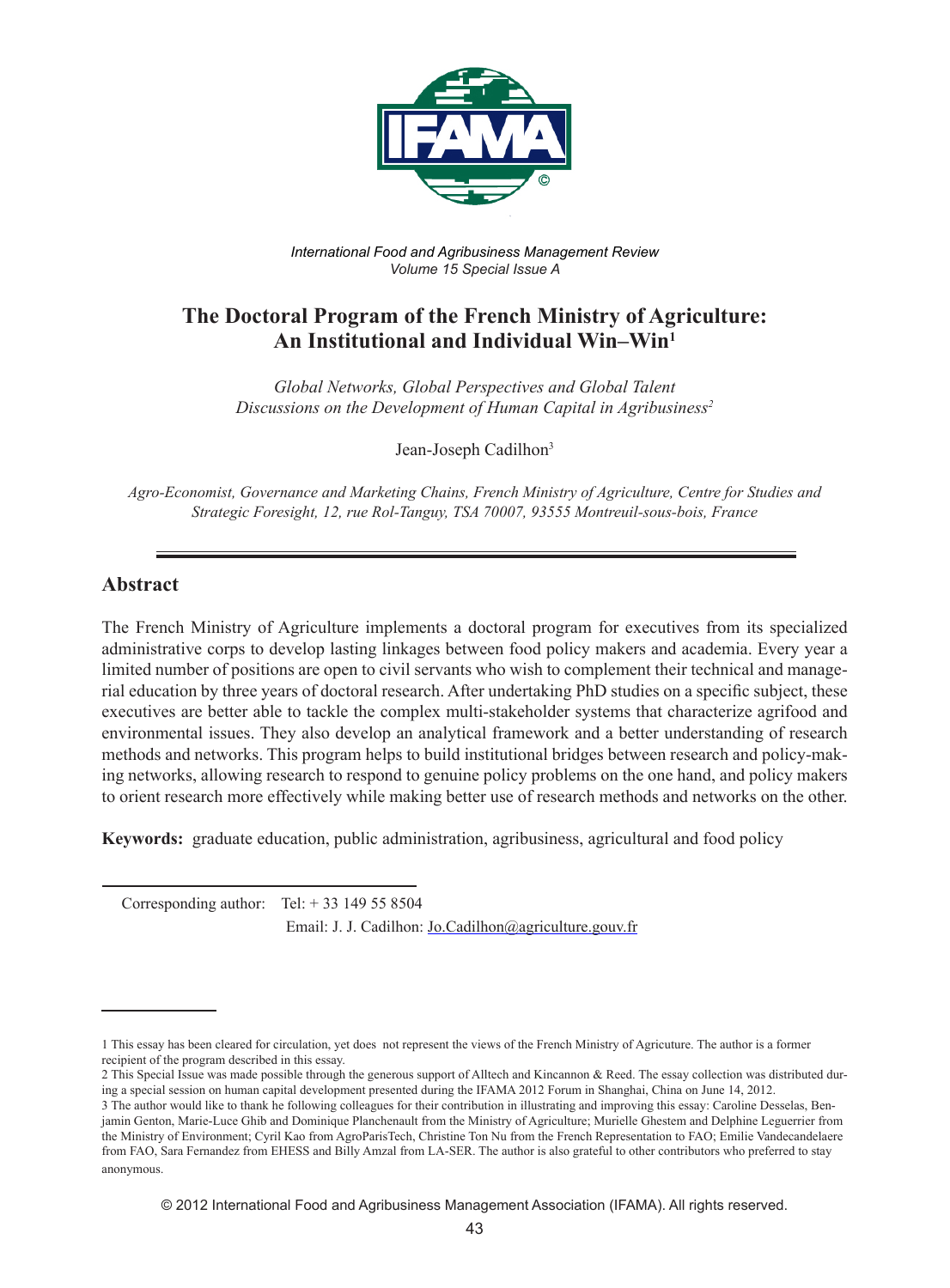*International Food and Agribusiness Management Review*
*Volume 15 Special Issue A*

# The Doctoral Program of the French Ministry of Agriculture: An Institutional and Individual Win–Win[1]

*Global Networks, Global Perspectives and Global Talent*
*Discussions on the Development of Human Capital in Agribusiness[2]*

Jean-Joseph Cadilhon[3]

*Agro-Economist, Governance and Marketing Chains, French Ministry of Agriculture, Centre for Studies and Strategic Foresight, 12, rue Rol-Tanguy, TSA 70007, 93555 Montreuil-sous-bois, France*

---

## Abstract

The French Ministry of Agriculture implements a doctoral program for executives from its specialized administrative corps to develop lasting linkages between food policy makers and academia. Every year a limited number of positions are open to civil servants who wish to complement their technical and managerial education by three years of doctoral research. After undertaking PhD studies on a specific subject, these executives are better able to tackle the complex multi-stakeholder systems that characterize agrifood and environmental issues. They also develop an analytical framework and a better understanding of research methods and networks. This program helps to build institutional bridges between research and policy-making networks, allowing research to respond to genuine policy problems on the one hand, and policy makers to orient research more effectively while making better use of research methods and networks on the other.

**Keywords:** graduate education, public administration, agribusiness, agricultural and food policy

Corresponding author: Tel: + 33 149 55 8504
Email: J. J. Cadilhon: Jo.Cadilhon@agriculture.gouv.fr

---

1 This essay has been cleared for circulation, yet does not represent the views of the French Ministry of Agricuture. The author is a former recipient of the program described in this essay.

2 This Special Issue was made possible through the generous support of Alltech and Kincannon & Reed. The essay collection was distributed during a special session on human capital development presented during the IFAMA 2012 Forum in Shanghai, China on June 14, 2012.

3 The author would like to thank he following colleagues for their contribution in illustrating and improving this essay: Caroline Desselas, Benjamin Genton, Marie-Luce Ghib and Dominique Planchenault from the Ministry of Agriculture; Murielle Ghestem and Delphine Leguerrier from the Ministry of Environment; Cyril Kao from AgroParisTech, Christine Ton Nu from the French Representation to FAO; Emilie Vandecandelaere from FAO, Sara Fernandez from EHESS and Billy Amzal from LA-SER. The author is also grateful to other contributors who preferred to stay anonymous.

© 2012 International Food and Agribusiness Management Association (IFAMA). All rights reserved.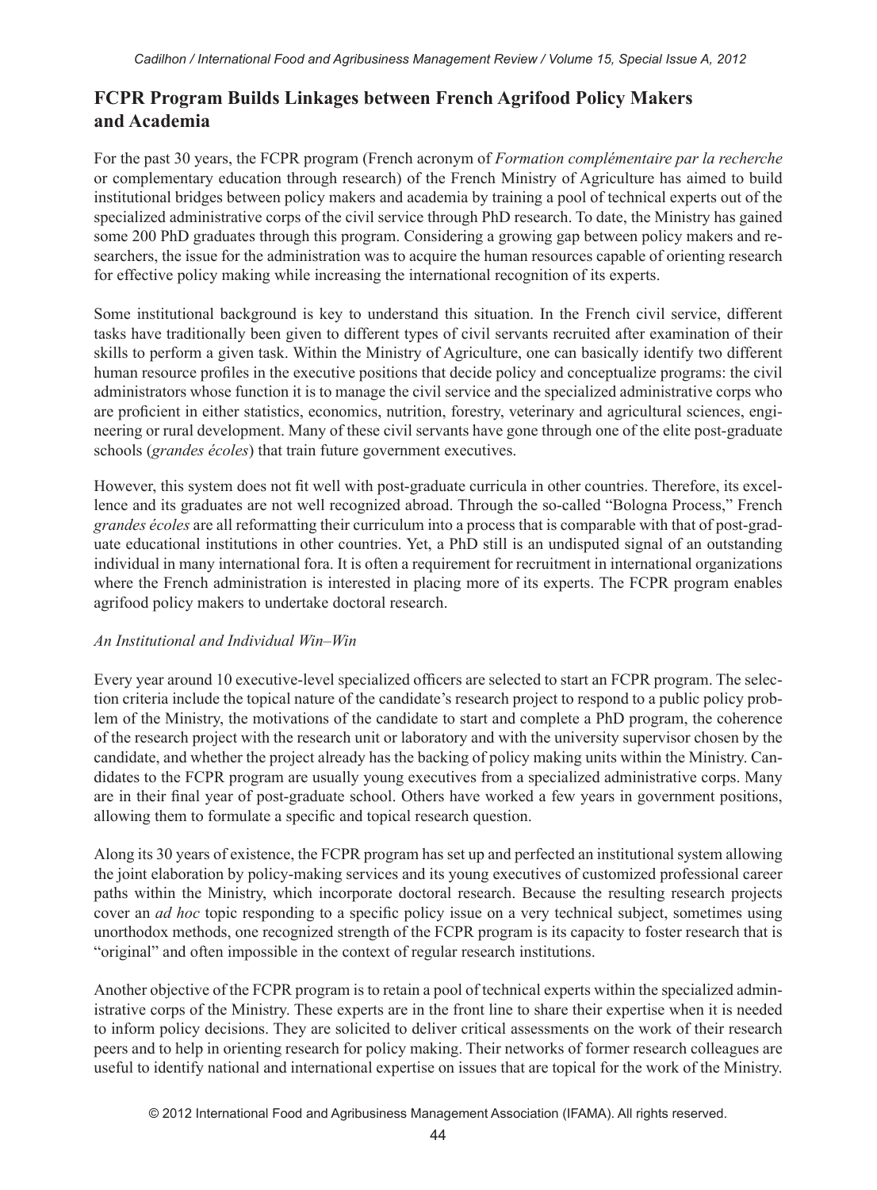## FCPR Program Builds Linkages between French Agrifood Policy Makers and Academia

For the past 30 years, the FCPR program (French acronym of *Formation complémentaire par la recherche* or complementary education through research) of the French Ministry of Agriculture has aimed to build institutional bridges between policy makers and academia by training a pool of technical experts out of the specialized administrative corps of the civil service through PhD research. To date, the Ministry has gained some 200 PhD graduates through this program. Considering a growing gap between policy makers and researchers, the issue for the administration was to acquire the human resources capable of orienting research for effective policy making while increasing the international recognition of its experts.

Some institutional background is key to understand this situation. In the French civil service, different tasks have traditionally been given to different types of civil servants recruited after examination of their skills to perform a given task. Within the Ministry of Agriculture, one can basically identify two different human resource profiles in the executive positions that decide policy and conceptualize programs: the civil administrators whose function it is to manage the civil service and the specialized administrative corps who are proficient in either statistics, economics, nutrition, forestry, veterinary and agricultural sciences, engineering or rural development. Many of these civil servants have gone through one of the elite post-graduate schools (*grandes écoles*) that train future government executives.

However, this system does not fit well with post-graduate curricula in other countries. Therefore, its excellence and its graduates are not well recognized abroad. Through the so-called "Bologna Process," French *grandes écoles* are all reformatting their curriculum into a process that is comparable with that of post-graduate educational institutions in other countries. Yet, a PhD still is an undisputed signal of an outstanding individual in many international fora. It is often a requirement for recruitment in international organizations where the French administration is interested in placing more of its experts. The FCPR program enables agrifood policy makers to undertake doctoral research.

### *An Institutional and Individual Win–Win*

Every year around 10 executive-level specialized officers are selected to start an FCPR program. The selection criteria include the topical nature of the candidate's research project to respond to a public policy problem of the Ministry, the motivations of the candidate to start and complete a PhD program, the coherence of the research project with the research unit or laboratory and with the university supervisor chosen by the candidate, and whether the project already has the backing of policy making units within the Ministry. Candidates to the FCPR program are usually young executives from a specialized administrative corps. Many are in their final year of post-graduate school. Others have worked a few years in government positions, allowing them to formulate a specific and topical research question.

Along its 30 years of existence, the FCPR program has set up and perfected an institutional system allowing the joint elaboration by policy-making services and its young executives of customized professional career paths within the Ministry, which incorporate doctoral research. Because the resulting research projects cover an *ad hoc* topic responding to a specific policy issue on a very technical subject, sometimes using unorthodox methods, one recognized strength of the FCPR program is its capacity to foster research that is "original" and often impossible in the context of regular research institutions.

Another objective of the FCPR program is to retain a pool of technical experts within the specialized administrative corps of the Ministry. These experts are in the front line to share their expertise when it is needed to inform policy decisions. They are solicited to deliver critical assessments on the work of their research peers and to help in orienting research for policy making. Their networks of former research colleagues are useful to identify national and international expertise on issues that are topical for the work of the Ministry.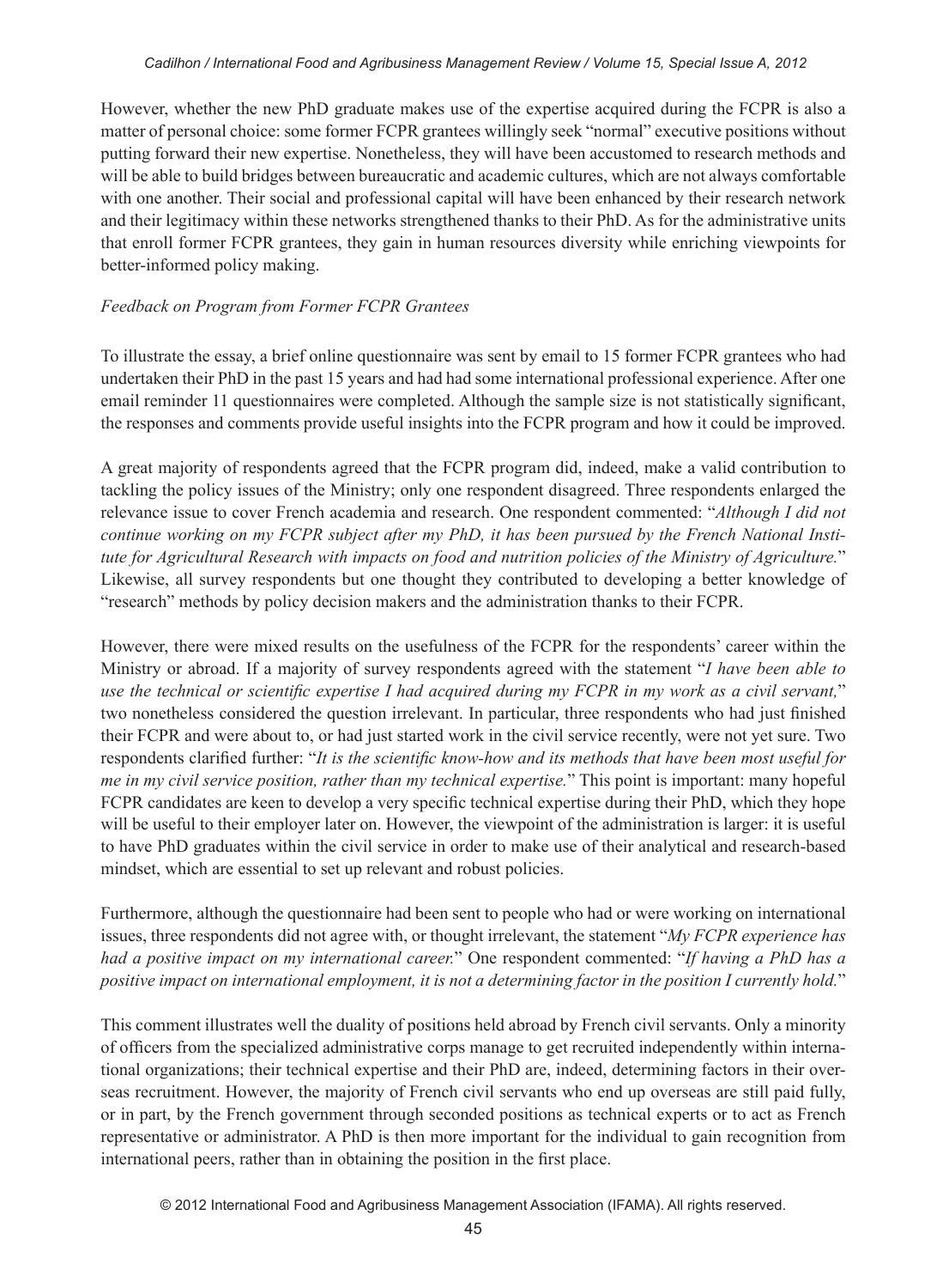However, whether the new PhD graduate makes use of the expertise acquired during the FCPR is also a matter of personal choice: some former FCPR grantees willingly seek "normal" executive positions without putting forward their new expertise. Nonetheless, they will have been accustomed to research methods and will be able to build bridges between bureaucratic and academic cultures, which are not always comfortable with one another. Their social and professional capital will have been enhanced by their research network and their legitimacy within these networks strengthened thanks to their PhD. As for the administrative units that enroll former FCPR grantees, they gain in human resources diversity while enriching viewpoints for better-informed policy making.

*Feedback on Program from Former FCPR Grantees*

To illustrate the essay, a brief online questionnaire was sent by email to 15 former FCPR grantees who had undertaken their PhD in the past 15 years and had had some international professional experience. After one email reminder 11 questionnaires were completed. Although the sample size is not statistically significant, the responses and comments provide useful insights into the FCPR program and how it could be improved.

A great majority of respondents agreed that the FCPR program did, indeed, make a valid contribution to tackling the policy issues of the Ministry; only one respondent disagreed. Three respondents enlarged the relevance issue to cover French academia and research. One respondent commented: "*Although I did not continue working on my FCPR subject after my PhD, it has been pursued by the French National Institute for Agricultural Research with impacts on food and nutrition policies of the Ministry of Agriculture.*" Likewise, all survey respondents but one thought they contributed to developing a better knowledge of "research" methods by policy decision makers and the administration thanks to their FCPR.

However, there were mixed results on the usefulness of the FCPR for the respondents' career within the Ministry or abroad. If a majority of survey respondents agreed with the statement "*I have been able to use the technical or scientific expertise I had acquired during my FCPR in my work as a civil servant,*" two nonetheless considered the question irrelevant. In particular, three respondents who had just finished their FCPR and were about to, or had just started work in the civil service recently, were not yet sure. Two respondents clarified further: "*It is the scientific know-how and its methods that have been most useful for me in my civil service position, rather than my technical expertise.*" This point is important: many hopeful FCPR candidates are keen to develop a very specific technical expertise during their PhD, which they hope will be useful to their employer later on. However, the viewpoint of the administration is larger: it is useful to have PhD graduates within the civil service in order to make use of their analytical and research-based mindset, which are essential to set up relevant and robust policies.

Furthermore, although the questionnaire had been sent to people who had or were working on international issues, three respondents did not agree with, or thought irrelevant, the statement "*My FCPR experience has had a positive impact on my international career.*" One respondent commented: "*If having a PhD has a positive impact on international employment, it is not a determining factor in the position I currently hold.*"

This comment illustrates well the duality of positions held abroad by French civil servants. Only a minority of officers from the specialized administrative corps manage to get recruited independently within international organizations; their technical expertise and their PhD are, indeed, determining factors in their overseas recruitment. However, the majority of French civil servants who end up overseas are still paid fully, or in part, by the French government through seconded positions as technical experts or to act as French representative or administrator. A PhD is then more important for the individual to gain recognition from international peers, rather than in obtaining the position in the first place.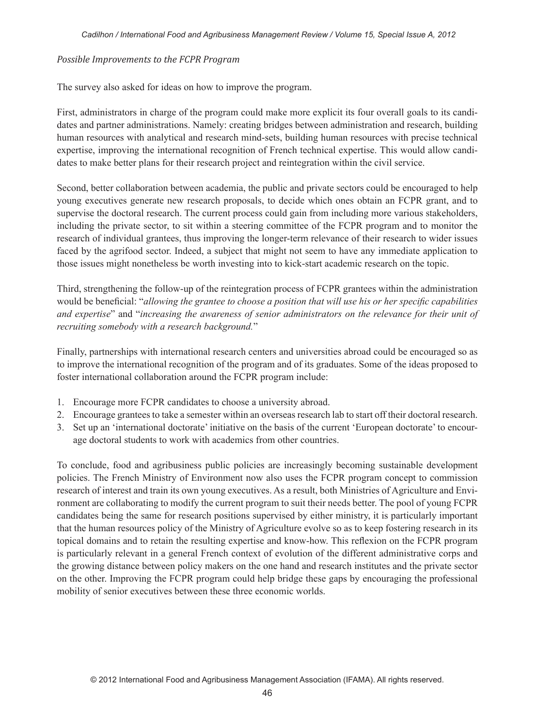*Possible Improvements to the FCPR Program*

The survey also asked for ideas on how to improve the program.

First, administrators in charge of the program could make more explicit its four overall goals to its candidates and partner administrations. Namely: creating bridges between administration and research, building human resources with analytical and research mind-sets, building human resources with precise technical expertise, improving the international recognition of French technical expertise. This would allow candidates to make better plans for their research project and reintegration within the civil service.

Second, better collaboration between academia, the public and private sectors could be encouraged to help young executives generate new research proposals, to decide which ones obtain an FCPR grant, and to supervise the doctoral research. The current process could gain from including more various stakeholders, including the private sector, to sit within a steering committee of the FCPR program and to monitor the research of individual grantees, thus improving the longer-term relevance of their research to wider issues faced by the agrifood sector. Indeed, a subject that might not seem to have any immediate application to those issues might nonetheless be worth investing into to kick-start academic research on the topic.

Third, strengthening the follow-up of the reintegration process of FCPR grantees within the administration would be beneficial: "*allowing the grantee to choose a position that will use his or her specific capabilities and expertise*" and "*increasing the awareness of senior administrators on the relevance for their unit of recruiting somebody with a research background.*"

Finally, partnerships with international research centers and universities abroad could be encouraged so as to improve the international recognition of the program and of its graduates. Some of the ideas proposed to foster international collaboration around the FCPR program include:

1. Encourage more FCPR candidates to choose a university abroad.
2. Encourage grantees to take a semester within an overseas research lab to start off their doctoral research.
3. Set up an 'international doctorate' initiative on the basis of the current 'European doctorate' to encourage doctoral students to work with academics from other countries.

To conclude, food and agribusiness public policies are increasingly becoming sustainable development policies. The French Ministry of Environment now also uses the FCPR program concept to commission research of interest and train its own young executives. As a result, both Ministries of Agriculture and Environment are collaborating to modify the current program to suit their needs better. The pool of young FCPR candidates being the same for research positions supervised by either ministry, it is particularly important that the human resources policy of the Ministry of Agriculture evolve so as to keep fostering research in its topical domains and to retain the resulting expertise and know-how. This reflexion on the FCPR program is particularly relevant in a general French context of evolution of the different administrative corps and the growing distance between policy makers on the one hand and research institutes and the private sector on the other. Improving the FCPR program could help bridge these gaps by encouraging the professional mobility of senior executives between these three economic worlds.